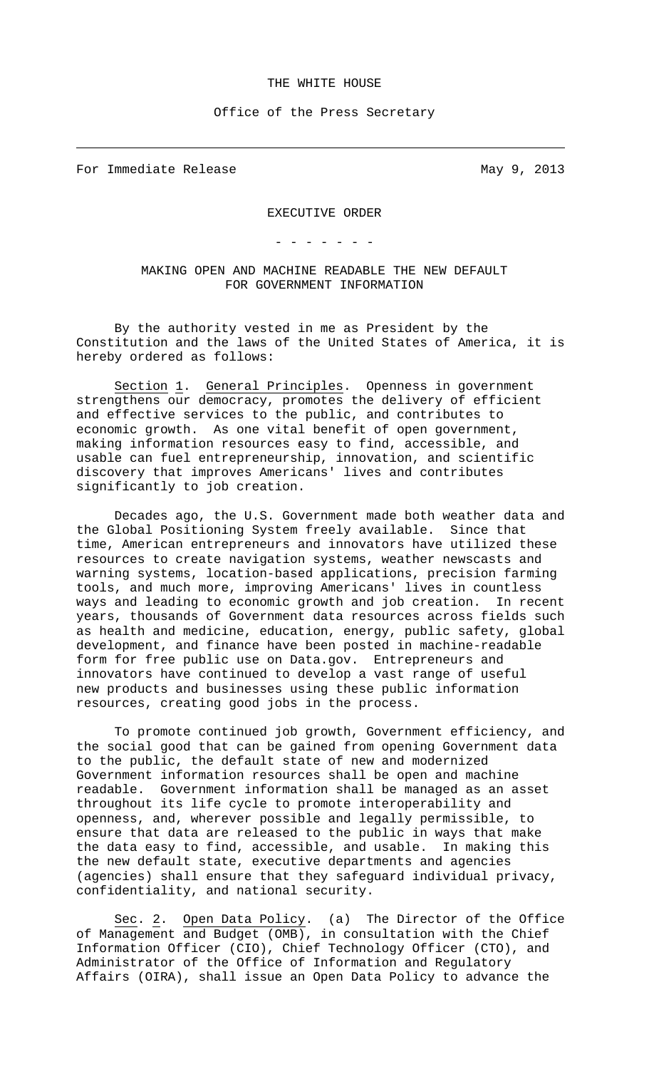THE WHITE HOUSE

Office of the Press Secretary

---

For Immediate Release May 9, 2013

EXECUTIVE ORDER

\- - - - - - -

# MAKING OPEN AND MACHINE READABLE THE NEW DEFAULT FOR GOVERNMENT INFORMATION

By the authority vested in me as President by the Constitution and the laws of the United States of America, it is hereby ordered as follows:

Section 1. General Principles. Openness in government strengthens our democracy, promotes the delivery of efficient and effective services to the public, and contributes to economic growth. As one vital benefit of open government, making information resources easy to find, accessible, and usable can fuel entrepreneurship, innovation, and scientific discovery that improves Americans' lives and contributes significantly to job creation.

Decades ago, the U.S. Government made both weather data and the Global Positioning System freely available. Since that time, American entrepreneurs and innovators have utilized these resources to create navigation systems, weather newscasts and warning systems, location-based applications, precision farming tools, and much more, improving Americans' lives in countless ways and leading to economic growth and job creation. In recent years, thousands of Government data resources across fields such as health and medicine, education, energy, public safety, global development, and finance have been posted in machine-readable form for free public use on Data.gov. Entrepreneurs and innovators have continued to develop a vast range of useful new products and businesses using these public information resources, creating good jobs in the process.

To promote continued job growth, Government efficiency, and the social good that can be gained from opening Government data to the public, the default state of new and modernized Government information resources shall be open and machine readable. Government information shall be managed as an asset throughout its life cycle to promote interoperability and openness, and, wherever possible and legally permissible, to ensure that data are released to the public in ways that make the data easy to find, accessible, and usable. In making this the new default state, executive departments and agencies (agencies) shall ensure that they safeguard individual privacy, confidentiality, and national security.

Sec. 2. Open Data Policy. (a) The Director of the Office of Management and Budget (OMB), in consultation with the Chief Information Officer (CIO), Chief Technology Officer (CTO), and Administrator of the Office of Information and Regulatory Affairs (OIRA), shall issue an Open Data Policy to advance the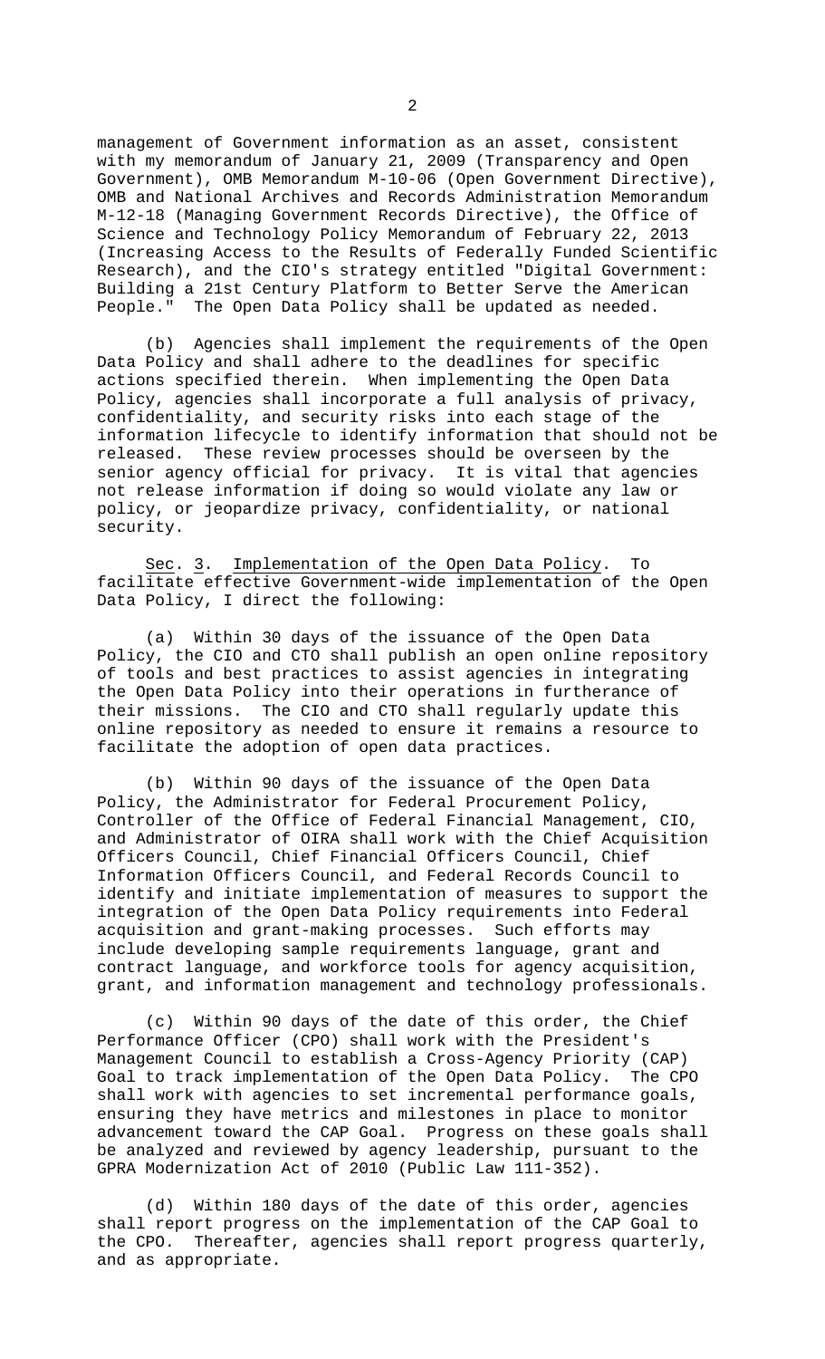management of Government information as an asset, consistent with my memorandum of January 21, 2009 (Transparency and Open Government), OMB Memorandum M-10-06 (Open Government Directive), OMB and National Archives and Records Administration Memorandum M-12-18 (Managing Government Records Directive), the Office of Science and Technology Policy Memorandum of February 22, 2013 (Increasing Access to the Results of Federally Funded Scientific Research), and the CIO's strategy entitled "Digital Government: Building a 21st Century Platform to Better Serve the American People." The Open Data Policy shall be updated as needed.

(b) Agencies shall implement the requirements of the Open Data Policy and shall adhere to the deadlines for specific actions specified therein. When implementing the Open Data Policy, agencies shall incorporate a full analysis of privacy, confidentiality, and security risks into each stage of the information lifecycle to identify information that should not be released. These review processes should be overseen by the senior agency official for privacy. It is vital that agencies not release information if doing so would violate any law or policy, or jeopardize privacy, confidentiality, or national security.

Sec. 3. Implementation of the Open Data Policy. To facilitate effective Government-wide implementation of the Open Data Policy, I direct the following:

(a) Within 30 days of the issuance of the Open Data Policy, the CIO and CTO shall publish an open online repository of tools and best practices to assist agencies in integrating the Open Data Policy into their operations in furtherance of their missions. The CIO and CTO shall regularly update this online repository as needed to ensure it remains a resource to facilitate the adoption of open data practices.

(b) Within 90 days of the issuance of the Open Data Policy, the Administrator for Federal Procurement Policy, Controller of the Office of Federal Financial Management, CIO, and Administrator of OIRA shall work with the Chief Acquisition Officers Council, Chief Financial Officers Council, Chief Information Officers Council, and Federal Records Council to identify and initiate implementation of measures to support the integration of the Open Data Policy requirements into Federal acquisition and grant-making processes. Such efforts may include developing sample requirements language, grant and contract language, and workforce tools for agency acquisition, grant, and information management and technology professionals.

(c) Within 90 days of the date of this order, the Chief Performance Officer (CPO) shall work with the President's Management Council to establish a Cross-Agency Priority (CAP) Goal to track implementation of the Open Data Policy. The CPO shall work with agencies to set incremental performance goals, ensuring they have metrics and milestones in place to monitor advancement toward the CAP Goal. Progress on these goals shall be analyzed and reviewed by agency leadership, pursuant to the GPRA Modernization Act of 2010 (Public Law 111-352).

(d) Within 180 days of the date of this order, agencies shall report progress on the implementation of the CAP Goal to the CPO. Thereafter, agencies shall report progress quarterly, and as appropriate.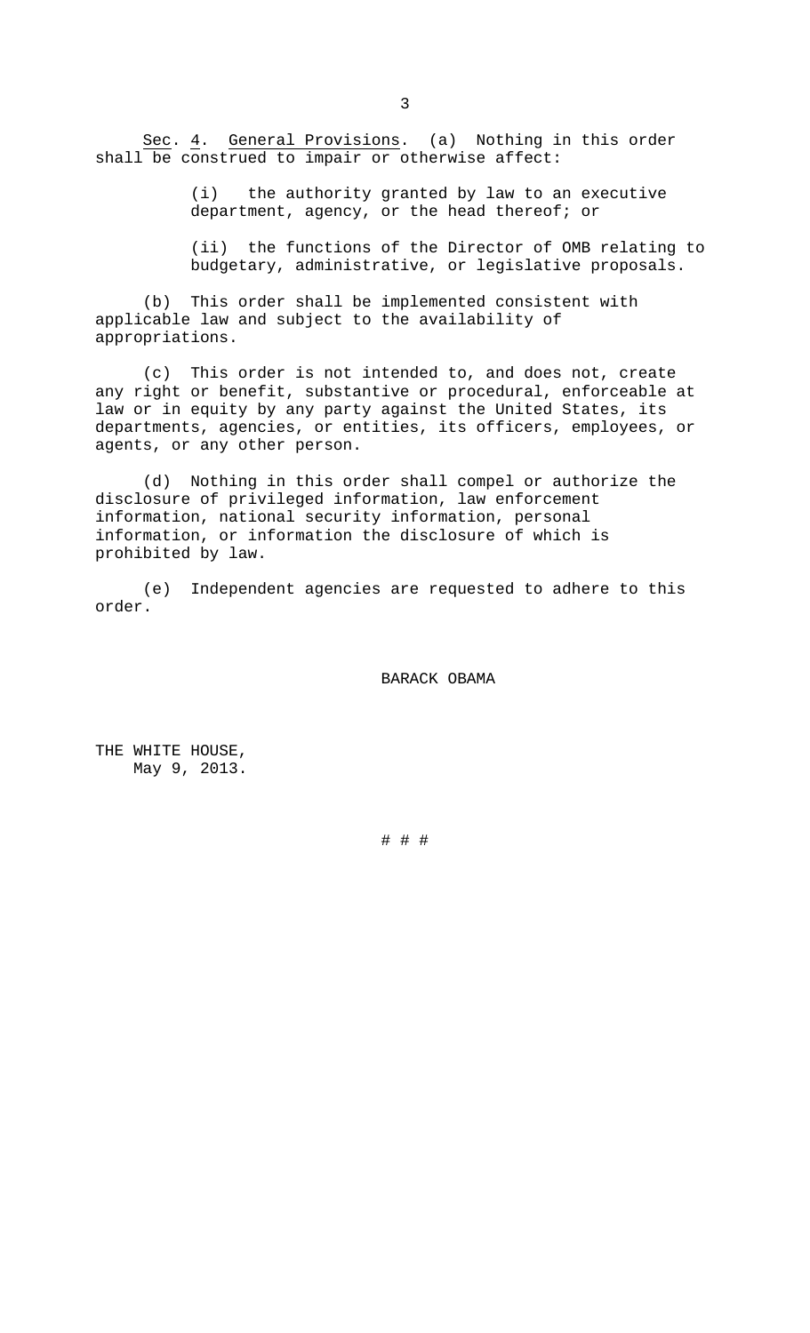Sec. 4. General Provisions. (a) Nothing in this order shall be construed to impair or otherwise affect:

(i) the authority granted by law to an executive department, agency, or the head thereof; or

(ii) the functions of the Director of OMB relating to budgetary, administrative, or legislative proposals.

(b) This order shall be implemented consistent with applicable law and subject to the availability of appropriations.

(c) This order is not intended to, and does not, create any right or benefit, substantive or procedural, enforceable at law or in equity by any party against the United States, its departments, agencies, or entities, its officers, employees, or agents, or any other person.

(d) Nothing in this order shall compel or authorize the disclosure of privileged information, law enforcement information, national security information, personal information, or information the disclosure of which is prohibited by law.

(e) Independent agencies are requested to adhere to this order.

BARACK OBAMA

THE WHITE HOUSE,
May 9, 2013.

# # #